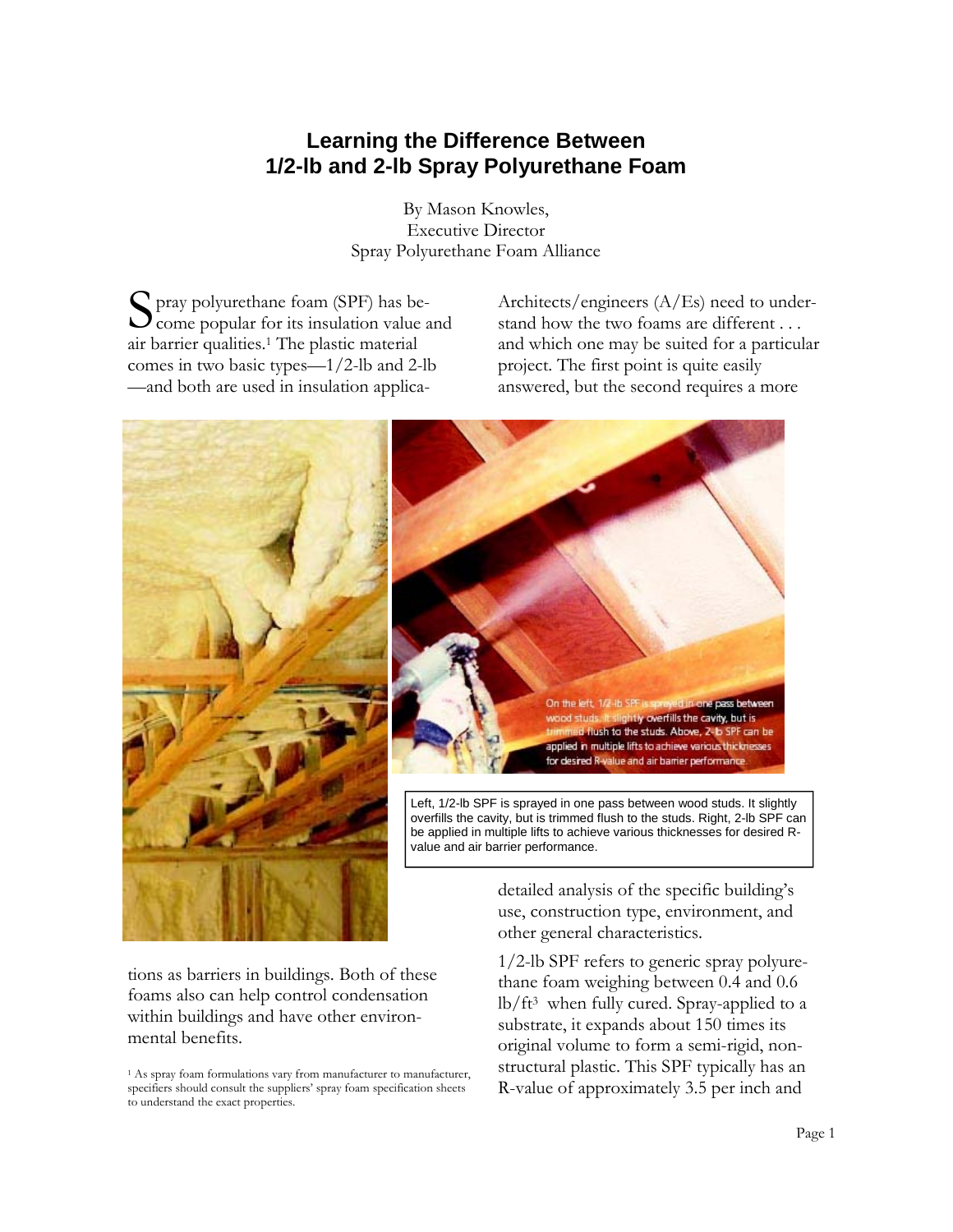# Learning the Difference Between 1/2-lb and 2-lb Spray Polyurethane Foam

By Mason Knowles,
Executive Director
Spray Polyurethane Foam Alliance

Spray polyurethane foam (SPF) has become popular for its insulation value and air barrier qualities.[1] The plastic material comes in two basic types—1/2-lb and 2-lb—and both are used in insulation applications as barriers in buildings. Both of these foams also can help control condensation within buildings and have other environmental benefits.

Architects/engineers (A/Es) need to understand how the two foams are different . . . and which one may be suited for a particular project. The first point is quite easily answered, but the second requires a more detailed analysis of the specific building's use, construction type, environment, and other general characteristics.

Left, 1/2-lb SPF is sprayed in one pass between wood studs. It slightly overfills the cavity, but is trimmed flush to the studs. Right, 2-lb SPF can be applied in multiple lifts to achieve various thicknesses for desired R-value and air barrier performance.

1/2-lb SPF refers to generic spray polyurethane foam weighing between 0.4 and 0.6 lb/ft$^3$ when fully cured. Spray-applied to a substrate, it expands about 150 times its original volume to form a semi-rigid, non-structural plastic. This SPF typically has an R-value of approximately 3.5 per inch and

[1] As spray foam formulations vary from manufacturer to manufacturer, specifiers should consult the suppliers' spray foam specification sheets to understand the exact properties.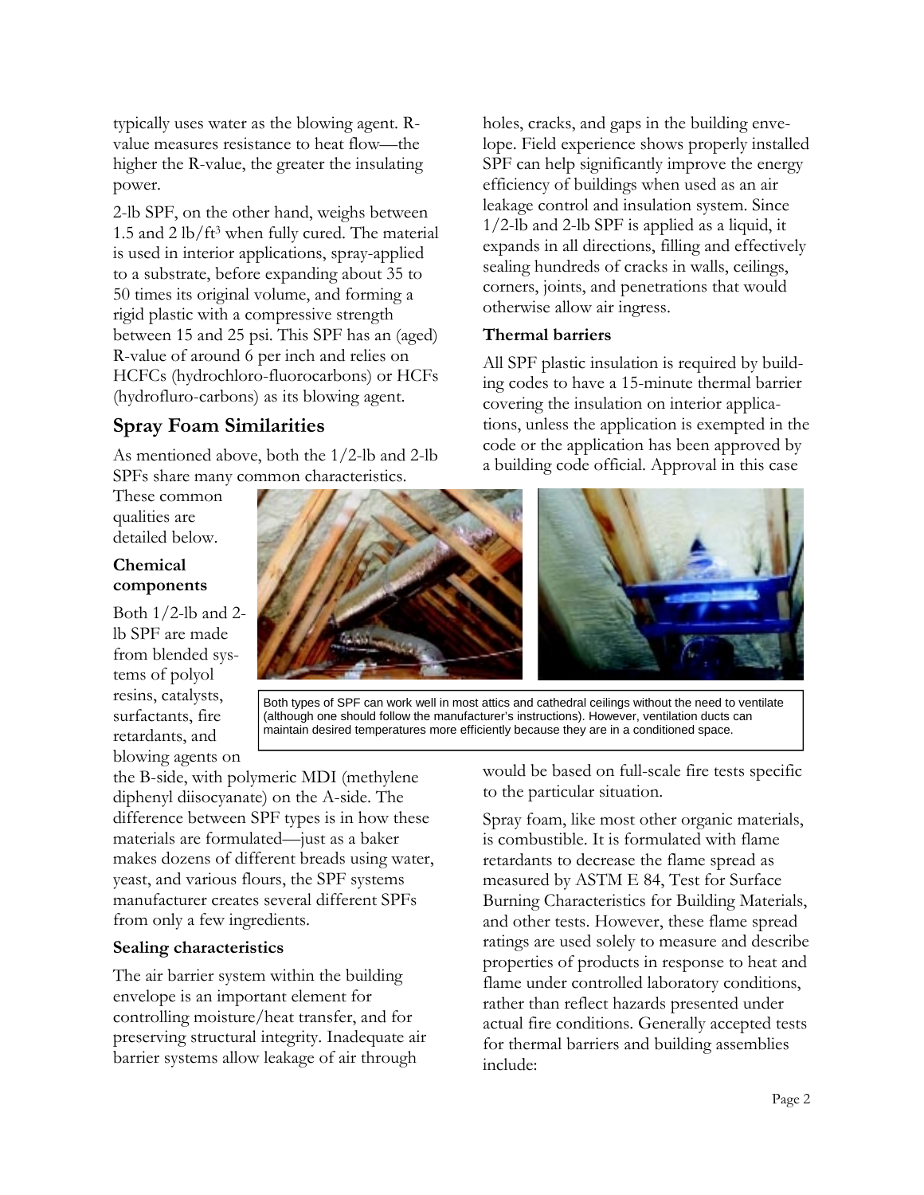typically uses water as the blowing agent. R-value measures resistance to heat flow—the higher the R-value, the greater the insulating power.

2-lb SPF, on the other hand, weighs between 1.5 and 2 lb/ft$^3$ when fully cured. The material is used in interior applications, spray-applied to a substrate, before expanding about 35 to 50 times its original volume, and forming a rigid plastic with a compressive strength between 15 and 25 psi. This SPF has an (aged) R-value of around 6 per inch and relies on HCFCs (hydrochloro-fluorocarbons) or HCFs (hydrofluro-carbons) as its blowing agent.

## Spray Foam Similarities

As mentioned above, both the 1/2-lb and 2-lb SPFs share many common characteristics. These common qualities are detailed below.

### Chemical components

Both 1/2-lb and 2-lb SPF are made from blended systems of polyol resins, catalysts, surfactants, fire retardants, and blowing agents on the B-side, with polymeric MDI (methylene diphenyl diisocyanate) on the A-side. The difference between SPF types is in how these materials are formulated—just as a baker makes dozens of different breads using water, yeast, and various flours, the SPF systems manufacturer creates several different SPFs from only a few ingredients.

### Sealing characteristics

The air barrier system within the building envelope is an important element for controlling moisture/heat transfer, and for preserving structural integrity. Inadequate air barrier systems allow leakage of air through holes, cracks, and gaps in the building envelope. Field experience shows properly installed SPF can help significantly improve the energy efficiency of buildings when used as an air leakage control and insulation system. Since 1/2-lb and 2-lb SPF is applied as a liquid, it expands in all directions, filling and effectively sealing hundreds of cracks in walls, ceilings, corners, joints, and penetrations that would otherwise allow air ingress.

### Thermal barriers

All SPF plastic insulation is required by building codes to have a 15-minute thermal barrier covering the insulation on interior applications, unless the application is exempted in the code or the application has been approved by a building code official. Approval in this case would be based on full-scale fire tests specific to the particular situation.

Both types of SPF can work well in most attics and cathedral ceilings without the need to ventilate (although one should follow the manufacturer's instructions). However, ventilation ducts can maintain desired temperatures more efficiently because they are in a conditioned space.

Spray foam, like most other organic materials, is combustible. It is formulated with flame retardants to decrease the flame spread as measured by ASTM E 84, Test for Surface Burning Characteristics for Building Materials, and other tests. However, these flame spread ratings are used solely to measure and describe properties of products in response to heat and flame under controlled laboratory conditions, rather than reflect hazards presented under actual fire conditions. Generally accepted tests for thermal barriers and building assemblies include: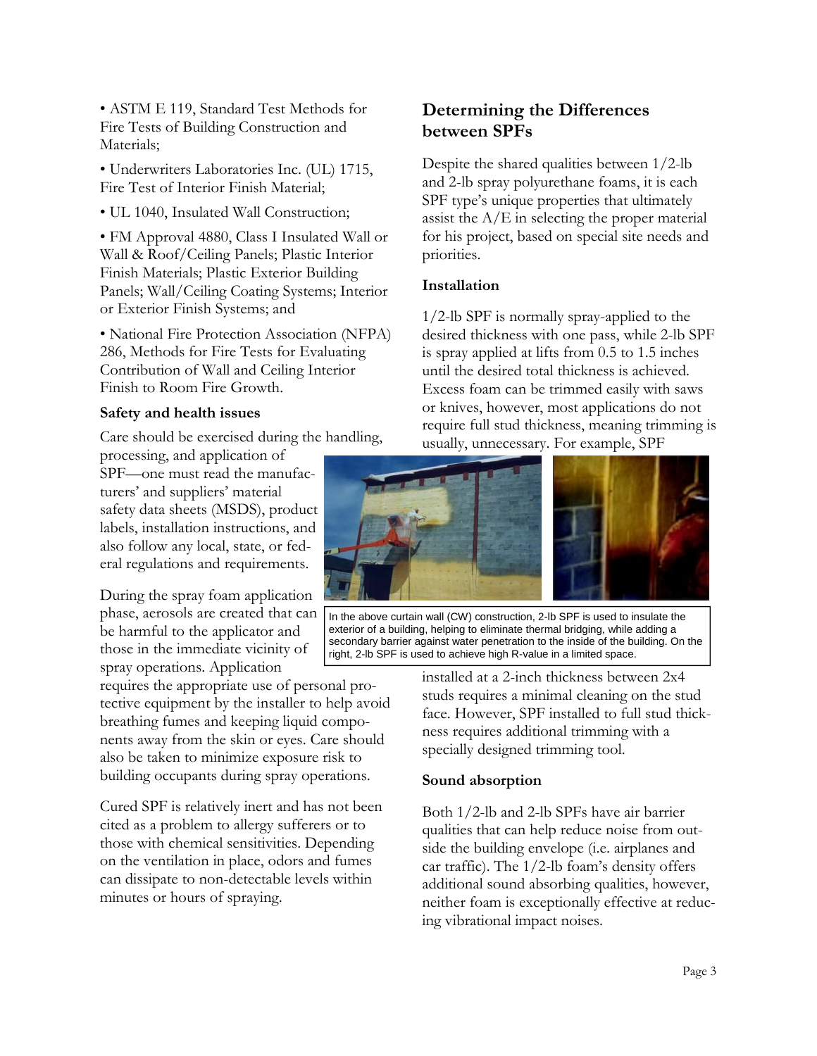• ASTM E 119, Standard Test Methods for Fire Tests of Building Construction and Materials;

• Underwriters Laboratories Inc. (UL) 1715, Fire Test of Interior Finish Material;

• UL 1040, Insulated Wall Construction;

• FM Approval 4880, Class I Insulated Wall or Wall & Roof/Ceiling Panels; Plastic Interior Finish Materials; Plastic Exterior Building Panels; Wall/Ceiling Coating Systems; Interior or Exterior Finish Systems; and

• National Fire Protection Association (NFPA) 286, Methods for Fire Tests for Evaluating Contribution of Wall and Ceiling Interior Finish to Room Fire Growth.

### Safety and health issues

Care should be exercised during the handling, processing, and application of SPF—one must read the manufacturers' and suppliers' material safety data sheets (MSDS), product labels, installation instructions, and also follow any local, state, or federal regulations and requirements.

During the spray foam application phase, aerosols are created that can be harmful to the applicator and those in the immediate vicinity of spray operations. Application requires the appropriate use of personal protective equipment by the installer to help avoid breathing fumes and keeping liquid components away from the skin or eyes. Care should also be taken to minimize exposure risk to building occupants during spray operations.

Cured SPF is relatively inert and has not been cited as a problem to allergy sufferers or to those with chemical sensitivities. Depending on the ventilation in place, odors and fumes can dissipate to non-detectable levels within minutes or hours of spraying.

## Determining the Differences between SPFs

Despite the shared qualities between 1/2-lb and 2-lb spray polyurethane foams, it is each SPF type's unique properties that ultimately assist the A/E in selecting the proper material for his project, based on special site needs and priorities.

### Installation

1/2-lb SPF is normally spray-applied to the desired thickness with one pass, while 2-lb SPF is spray applied at lifts from 0.5 to 1.5 inches until the desired total thickness is achieved. Excess foam can be trimmed easily with saws or knives, however, most applications do not require full stud thickness, meaning trimming is usually, unnecessary. For example, SPF installed at a 2-inch thickness between 2x4 studs requires a minimal cleaning on the stud face. However, SPF installed to full stud thickness requires additional trimming with a specially designed trimming tool.

In the above curtain wall (CW) construction, 2-lb SPF is used to insulate the exterior of a building, helping to eliminate thermal bridging, while adding a secondary barrier against water penetration to the inside of the building. On the right, 2-lb SPF is used to achieve high R-value in a limited space.

### Sound absorption

Both 1/2-lb and 2-lb SPFs have air barrier qualities that can help reduce noise from outside the building envelope (i.e. airplanes and car traffic). The 1/2-lb foam's density offers additional sound absorbing qualities, however, neither foam is exceptionally effective at reducing vibrational impact noises.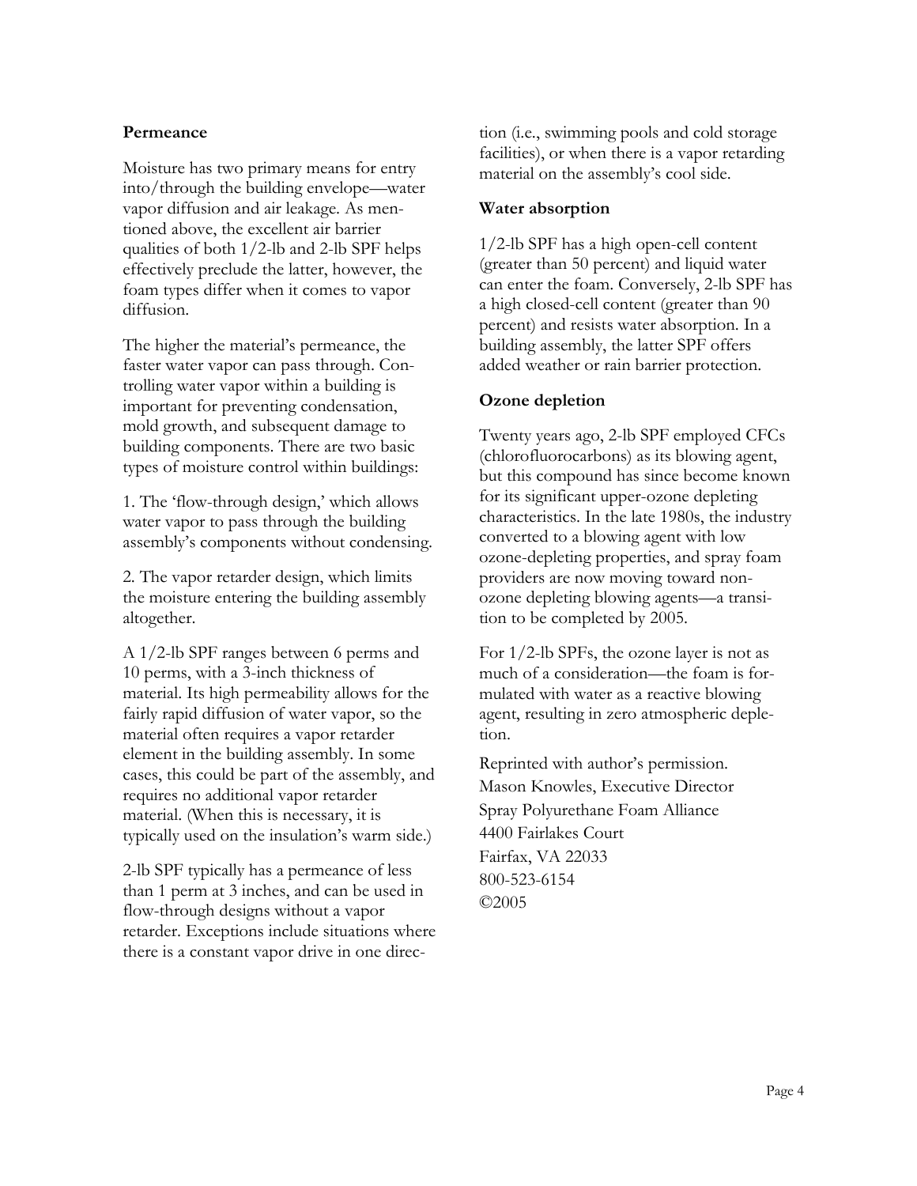### Permeance

Moisture has two primary means for entry into/through the building envelope—water vapor diffusion and air leakage. As mentioned above, the excellent air barrier qualities of both 1/2-lb and 2-lb SPF helps effectively preclude the latter, however, the foam types differ when it comes to vapor diffusion.

The higher the material's permeance, the faster water vapor can pass through. Controlling water vapor within a building is important for preventing condensation, mold growth, and subsequent damage to building components. There are two basic types of moisture control within buildings:

1. The 'flow-through design,' which allows water vapor to pass through the building assembly's components without condensing.

2. The vapor retarder design, which limits the moisture entering the building assembly altogether.

A 1/2-lb SPF ranges between 6 perms and 10 perms, with a 3-inch thickness of material. Its high permeability allows for the fairly rapid diffusion of water vapor, so the material often requires a vapor retarder element in the building assembly. In some cases, this could be part of the assembly, and requires no additional vapor retarder material. (When this is necessary, it is typically used on the insulation's warm side.)

2-lb SPF typically has a permeance of less than 1 perm at 3 inches, and can be used in flow-through designs without a vapor retarder. Exceptions include situations where there is a constant vapor drive in one direction (i.e., swimming pools and cold storage facilities), or when there is a vapor retarding material on the assembly's cool side.

### Water absorption

1/2-lb SPF has a high open-cell content (greater than 50 percent) and liquid water can enter the foam. Conversely, 2-lb SPF has a high closed-cell content (greater than 90 percent) and resists water absorption. In a building assembly, the latter SPF offers added weather or rain barrier protection.

### Ozone depletion

Twenty years ago, 2-lb SPF employed CFCs (chlorofluorocarbons) as its blowing agent, but this compound has since become known for its significant upper-ozone depleting characteristics. In the late 1980s, the industry converted to a blowing agent with low ozone-depleting properties, and spray foam providers are now moving toward non-ozone depleting blowing agents—a transition to be completed by 2005.

For 1/2-lb SPFs, the ozone layer is not as much of a consideration—the foam is formulated with water as a reactive blowing agent, resulting in zero atmospheric depletion.

Reprinted with author's permission.
Mason Knowles, Executive Director
Spray Polyurethane Foam Alliance
4400 Fairlakes Court
Fairfax, VA 22033
800-523-6154
©2005